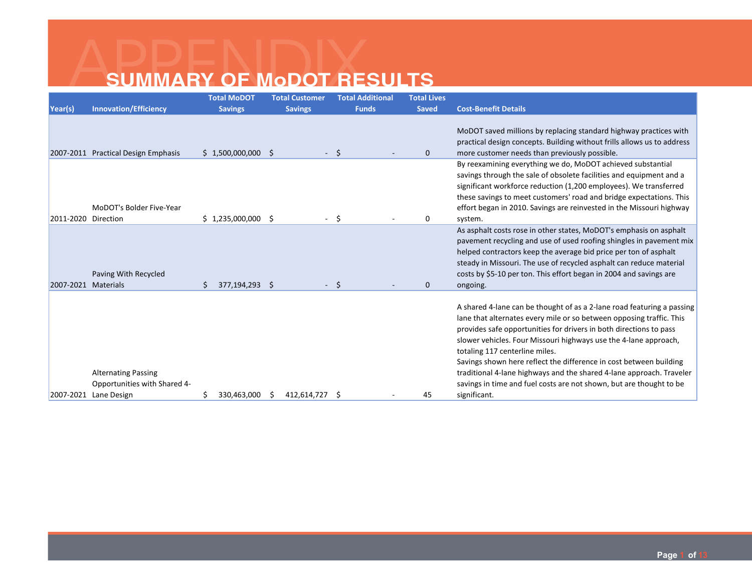# APPENDIX

## SUMMARY OF MoDOT RESULTS

| Year(s) | Innovation/Efficiency | Total MoDOT Savings | Total Customer Savings | Total Additional Funds | Total Lives Saved | Cost-Benefit Details |
|---|---|---|---|---|---|---|
| 2007-2011 | Practical Design Emphasis | $ 1,500,000,000 | $ - | $ - | 0 | MoDOT saved millions by replacing standard highway practices with practical design concepts. Building without frills allows us to address more customer needs than previously possible. |
| 2011-2020 | MoDOT's Bolder Five-Year Direction | $ 1,235,000,000 | $ - | $ - | 0 | By reexamining everything we do, MoDOT achieved substantial savings through the sale of obsolete facilities and equipment and a significant workforce reduction (1,200 employees). We transferred these savings to meet customers' road and bridge expectations. This effort began in 2010. Savings are reinvested in the Missouri highway system. |
| 2007-2021 | Paving With Recycled Materials | $ 377,194,293 | $ - | $ - | 0 | As asphalt costs rose in other states, MoDOT's emphasis on asphalt pavement recycling and use of used roofing shingles in pavement mix helped contractors keep the average bid price per ton of asphalt steady in Missouri. The use of recycled asphalt can reduce material costs by $5-10 per ton. This effort began in 2004 and savings are ongoing. |
| 2007-2021 | Alternating Passing Opportunities with Shared 4-Lane Design | $ 330,463,000 | $ 412,614,727 | $ - | 45 | A shared 4-lane can be thought of as a 2-lane road featuring a passing lane that alternates every mile or so between opposing traffic. This provides safe opportunities for drivers in both directions to pass slower vehicles. Four Missouri highways use the 4-lane approach, totaling 117 centerline miles. Savings shown here reflect the difference in cost between building traditional 4-lane highways and the shared 4-lane approach. Traveler savings in time and fuel costs are not shown, but are thought to be significant. |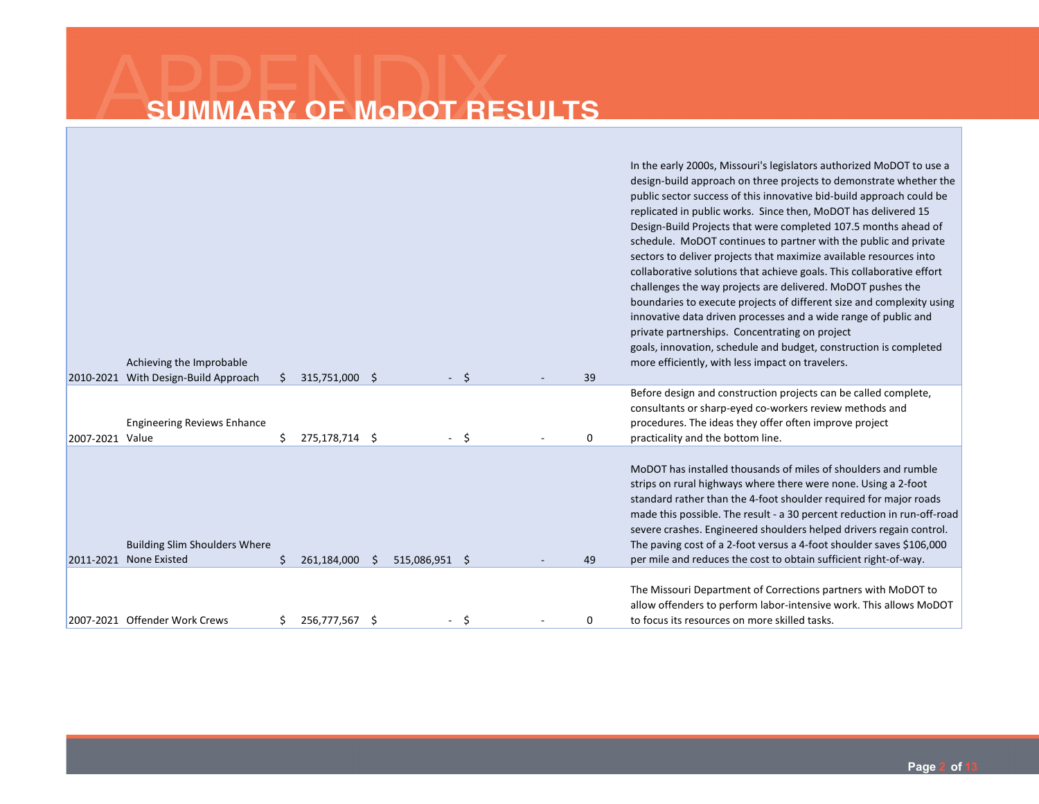# APPENDIX

## SUMMARY OF MoDOT RESULTS

| | | | | | | |
|---|---|---|---|---|---|---|
| 2010-2021 | Achieving the Improbable With Design-Build Approach | $ 315,751,000 | $ - | $ - | 39 | In the early 2000s, Missouri's legislators authorized MoDOT to use a design-build approach on three projects to demonstrate whether the public sector success of this innovative bid-build approach could be replicated in public works. Since then, MoDOT has delivered 15 Design-Build Projects that were completed 107.5 months ahead of schedule. MoDOT continues to partner with the public and private sectors to deliver projects that maximize available resources into collaborative solutions that achieve goals. This collaborative effort challenges the way projects are delivered. MoDOT pushes the boundaries to execute projects of different size and complexity using innovative data driven processes and a wide range of public and private partnerships. Concentrating on project goals, innovation, schedule and budget, construction is completed more efficiently, with less impact on travelers. |
| 2007-2021 | Engineering Reviews Enhance Value | $ 275,178,714 | $ - | $ - | 0 | Before design and construction projects can be called complete, consultants or sharp-eyed co-workers review methods and procedures. The ideas they offer often improve project practicality and the bottom line. |
| 2011-2021 | Building Slim Shoulders Where None Existed | $ 261,184,000 | $ 515,086,951 | $ - | 49 | MoDOT has installed thousands of miles of shoulders and rumble strips on rural highways where there were none. Using a 2-foot standard rather than the 4-foot shoulder required for major roads made this possible. The result - a 30 percent reduction in run-off-road severe crashes. Engineered shoulders helped drivers regain control. The paving cost of a 2-foot versus a 4-foot shoulder saves $106,000 per mile and reduces the cost to obtain sufficient right-of-way. |
| 2007-2021 | Offender Work Crews | $ 256,777,567 | $ - | $ - | 0 | The Missouri Department of Corrections partners with MoDOT to allow offenders to perform labor-intensive work. This allows MoDOT to focus its resources on more skilled tasks. |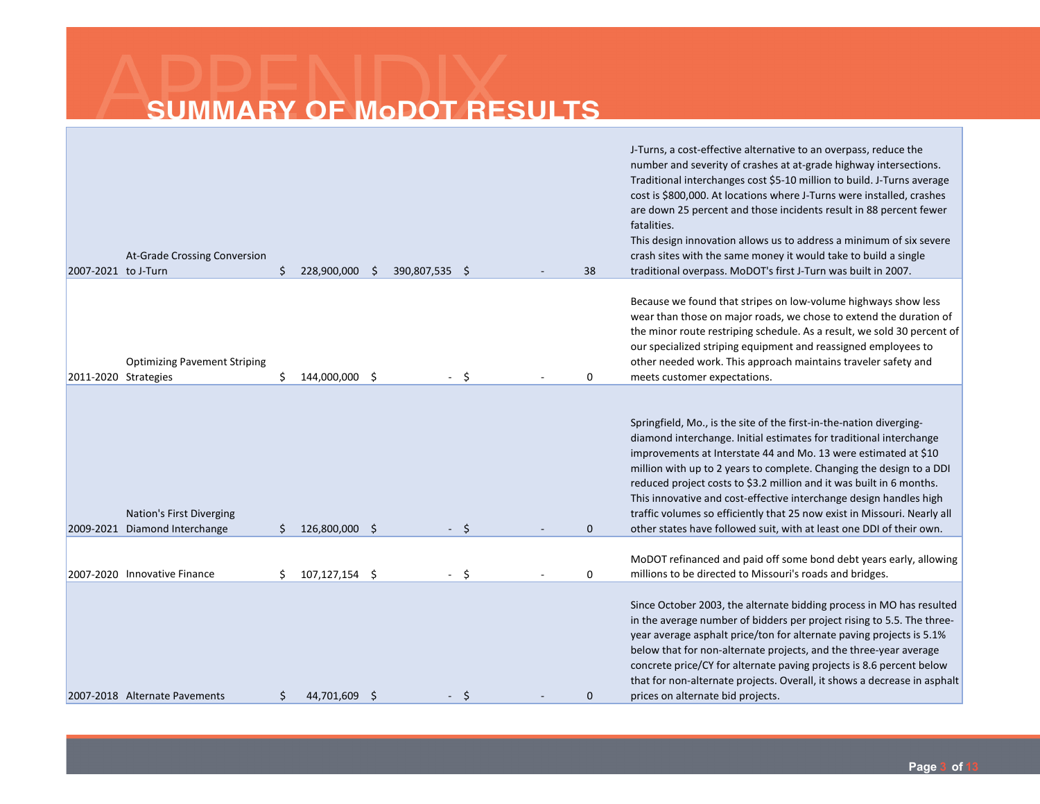# APPENDIX

## SUMMARY OF MoDOT RESULTS

| Years | Initiative | | | | | | | Description |
|---|---|---|---|---|---|---|---|---|
| 2007-2021 | At-Grade Crossing Conversion to J-Turn | $ 228,900,000 | $ | 390,807,535 | $ | - | 38 | J-Turns, a cost-effective alternative to an overpass, reduce the number and severity of crashes at at-grade highway intersections. Traditional interchanges cost $5-10 million to build. J-Turns average cost is $800,000. At locations where J-Turns were installed, crashes are down 25 percent and those incidents result in 88 percent fewer fatalities. This design innovation allows us to address a minimum of six severe crash sites with the same money it would take to build a single traditional overpass. MoDOT's first J-Turn was built in 2007. |
| 2011-2020 | Optimizing Pavement Striping Strategies | $ 144,000,000 | $ | - | $ | - | 0 | Because we found that stripes on low-volume highways show less wear than those on major roads, we chose to extend the duration of the minor route restriping schedule. As a result, we sold 30 percent of our specialized striping equipment and reassigned employees to other needed work. This approach maintains traveler safety and meets customer expectations. |
| 2009-2021 | Nation's First Diverging Diamond Interchange | $ 126,800,000 | $ | - | $ | - | 0 | Springfield, Mo., is the site of the first-in-the-nation diverging-diamond interchange. Initial estimates for traditional interchange improvements at Interstate 44 and Mo. 13 were estimated at $10 million with up to 2 years to complete. Changing the design to a DDI reduced project costs to $3.2 million and it was built in 6 months. This innovative and cost-effective interchange design handles high traffic volumes so efficiently that 25 now exist in Missouri. Nearly all other states have followed suit, with at least one DDI of their own. |
| 2007-2020 | Innovative Finance | $ 107,127,154 | $ | - | $ | - | 0 | MoDOT refinanced and paid off some bond debt years early, allowing millions to be directed to Missouri's roads and bridges. |
| 2007-2018 | Alternate Pavements | $ 44,701,609 | $ | - | $ | - | 0 | Since October 2003, the alternate bidding process in MO has resulted in the average number of bidders per project rising to 5.5. The three-year average asphalt price/ton for alternate paving projects is 5.1% below that for non-alternate projects, and the three-year average concrete price/CY for alternate paving projects is 8.6 percent below that for non-alternate projects. Overall, it shows a decrease in asphalt prices on alternate bid projects. |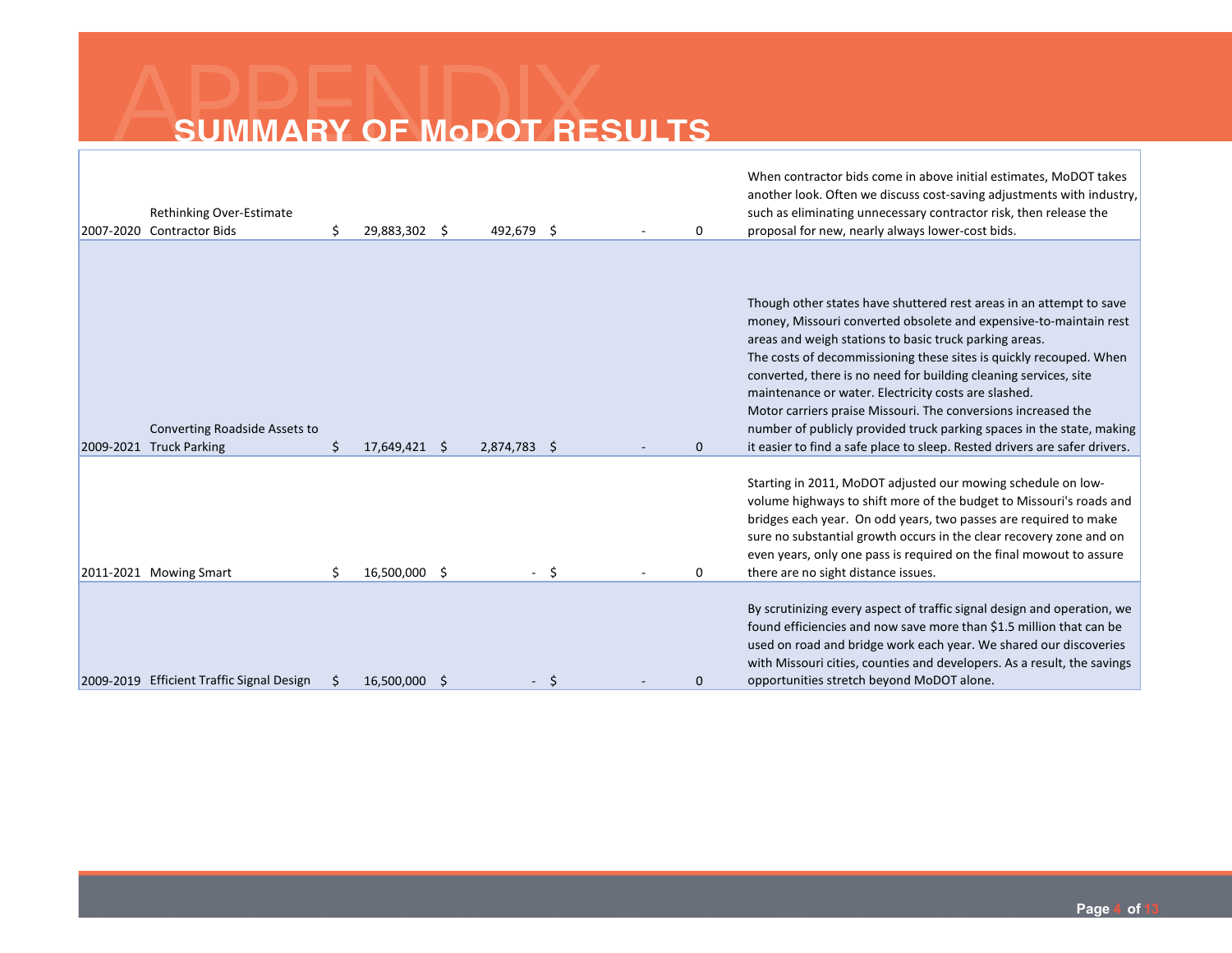# SUMMARY OF MoDOT RESULTS

| | | | | | | |
|---|---|---|---|---|---|---|
| 2007-2020 | Rethinking Over-Estimate Contractor Bids | $ 29,883,302 | $ 492,679 | $ - | 0 | When contractor bids come in above initial estimates, MoDOT takes another look. Often we discuss cost-saving adjustments with industry, such as eliminating unnecessary contractor risk, then release the proposal for new, nearly always lower-cost bids. |
| 2009-2021 | Converting Roadside Assets to Truck Parking | $ 17,649,421 | $ 2,874,783 | $ - | 0 | Though other states have shuttered rest areas in an attempt to save money, Missouri converted obsolete and expensive-to-maintain rest areas and weigh stations to basic truck parking areas. The costs of decommissioning these sites is quickly recouped. When converted, there is no need for building cleaning services, site maintenance or water. Electricity costs are slashed. Motor carriers praise Missouri. The conversions increased the number of publicly provided truck parking spaces in the state, making it easier to find a safe place to sleep. Rested drivers are safer drivers. |
| 2011-2021 | Mowing Smart | $ 16,500,000 | $ - | $ - | 0 | Starting in 2011, MoDOT adjusted our mowing schedule on low-volume highways to shift more of the budget to Missouri's roads and bridges each year. On odd years, two passes are required to make sure no substantial growth occurs in the clear recovery zone and on even years, only one pass is required on the final mowout to assure there are no sight distance issues. |
| 2009-2019 | Efficient Traffic Signal Design | $ 16,500,000 | $ - | $ - | 0 | By scrutinizing every aspect of traffic signal design and operation, we found efficiencies and now save more than $1.5 million that can be used on road and bridge work each year. We shared our discoveries with Missouri cities, counties and developers. As a result, the savings opportunities stretch beyond MoDOT alone. |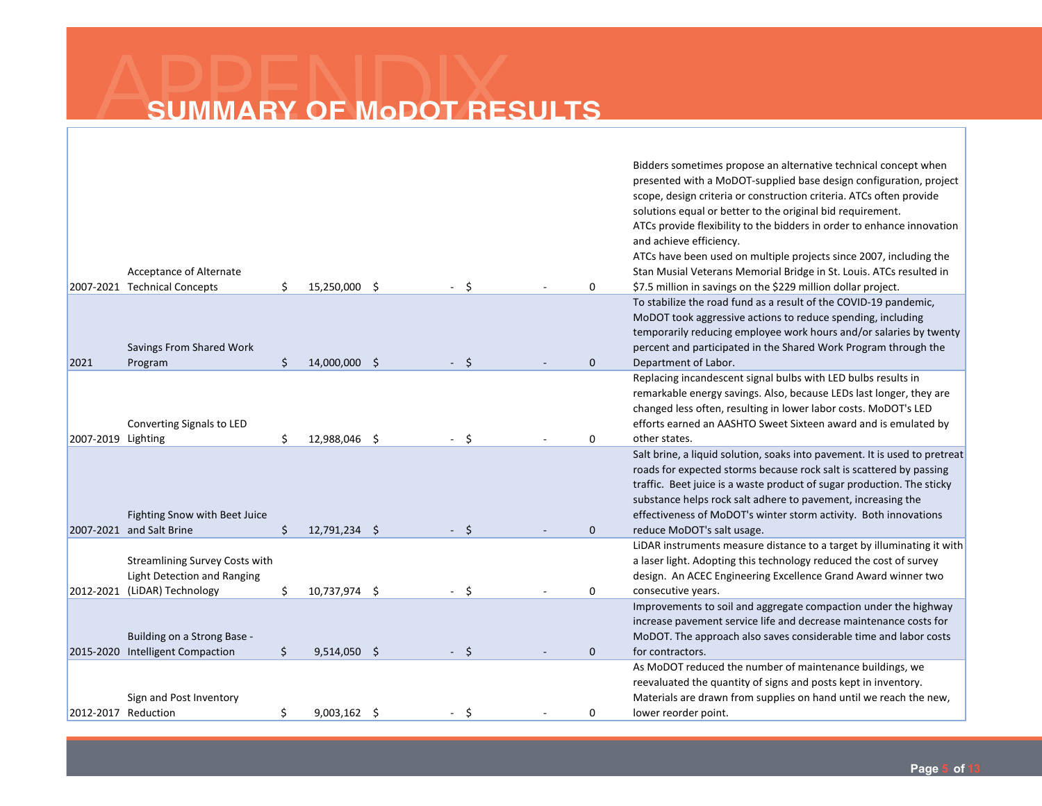# APPENDIX

## SUMMARY OF MoDOT RESULTS

| Years | Item | Amount | | | Count | Description |
|---|---|---|---|---|---|---|
| 2007-2021 | Acceptance of Alternate Technical Concepts | $ 15,250,000 | $ - | $ - | 0 | Bidders sometimes propose an alternative technical concept when presented with a MoDOT-supplied base design configuration, project scope, design criteria or construction criteria. ATCs often provide solutions equal or better to the original bid requirement. ATCs provide flexibility to the bidders in order to enhance innovation and achieve efficiency. ATCs have been used on multiple projects since 2007, including the Stan Musial Veterans Memorial Bridge in St. Louis. ATCs resulted in $7.5 million in savings on the $229 million dollar project. |
| 2021 | Savings From Shared Work Program | $ 14,000,000 | $ - | $ - | 0 | To stabilize the road fund as a result of the COVID-19 pandemic, MoDOT took aggressive actions to reduce spending, including temporarily reducing employee work hours and/or salaries by twenty percent and participated in the Shared Work Program through the Department of Labor. |
| 2007-2019 | Converting Signals to LED Lighting | $ 12,988,046 | $ - | $ - | 0 | Replacing incandescent signal bulbs with LED bulbs results in remarkable energy savings. Also, because LEDs last longer, they are changed less often, resulting in lower labor costs. MoDOT's LED efforts earned an AASHTO Sweet Sixteen award and is emulated by other states. |
| 2007-2021 | Fighting Snow with Beet Juice and Salt Brine | $ 12,791,234 | $ - | $ - | 0 | Salt brine, a liquid solution, soaks into pavement. It is used to pretreat roads for expected storms because rock salt is scattered by passing traffic. Beet juice is a waste product of sugar production. The sticky substance helps rock salt adhere to pavement, increasing the effectiveness of MoDOT's winter storm activity. Both innovations reduce MoDOT's salt usage. |
| 2012-2021 | Streamlining Survey Costs with Light Detection and Ranging (LiDAR) Technology | $ 10,737,974 | $ - | $ - | 0 | LiDAR instruments measure distance to a target by illuminating it with a laser light. Adopting this technology reduced the cost of survey design. An ACEC Engineering Excellence Grand Award winner two consecutive years. |
| 2015-2020 | Building on a Strong Base - Intelligent Compaction | $ 9,514,050 | $ - | $ - | 0 | Improvements to soil and aggregate compaction under the highway increase pavement service life and decrease maintenance costs for MoDOT. The approach also saves considerable time and labor costs for contractors. |
| 2012-2017 | Sign and Post Inventory Reduction | $ 9,003,162 | $ - | $ - | 0 | As MoDOT reduced the number of maintenance buildings, we reevaluated the quantity of signs and posts kept in inventory. Materials are drawn from supplies on hand until we reach the new, lower reorder point. |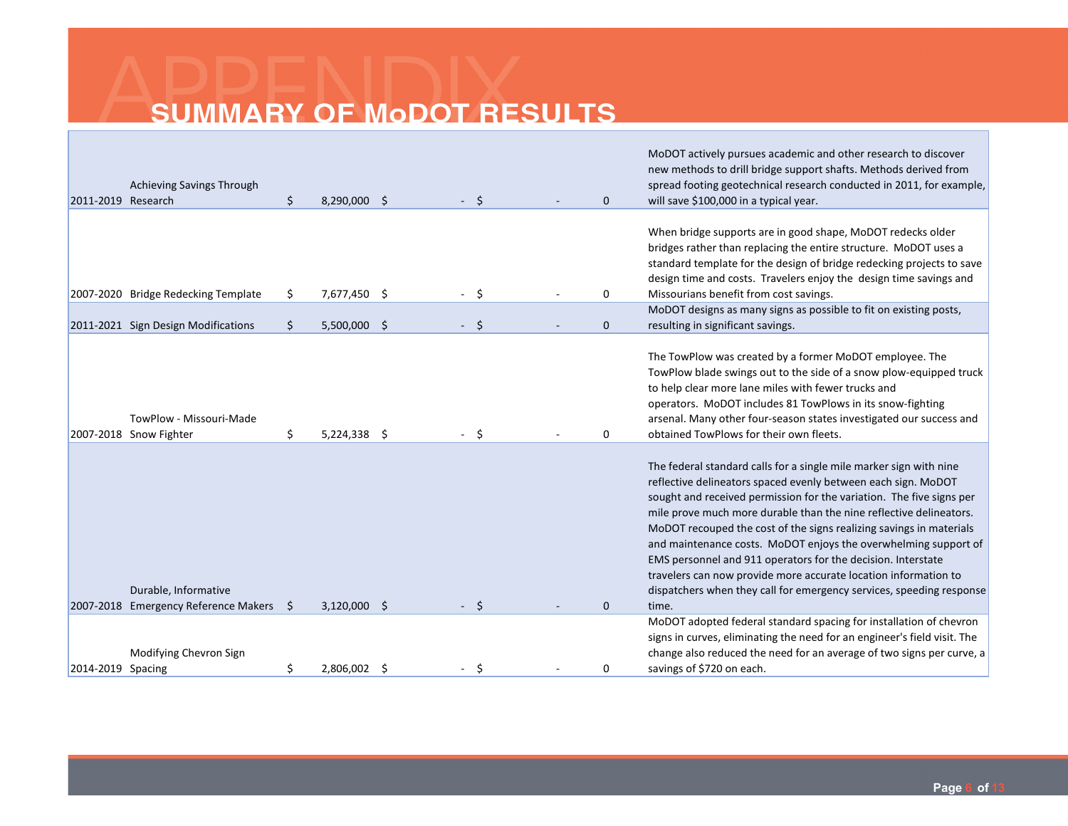# APPENDIX

## SUMMARY OF MoDOT RESULTS

| Years | Initiative | | | | | | | Description |
|---|---|---|---|---|---|---|---|---|
| 2011-2019 | Achieving Savings Through Research | $ | 8,290,000 | $ | - | $ | - | 0 | MoDOT actively pursues academic and other research to discover new methods to drill bridge support shafts. Methods derived from spread footing geotechnical research conducted in 2011, for example, will save $100,000 in a typical year. |
| 2007-2020 | Bridge Redecking Template | $ | 7,677,450 | $ | - | $ | - | 0 | When bridge supports are in good shape, MoDOT redecks older bridges rather than replacing the entire structure. MoDOT uses a standard template for the design of bridge redecking projects to save design time and costs. Travelers enjoy the design time savings and Missourians benefit from cost savings. |
| 2011-2021 | Sign Design Modifications | $ | 5,500,000 | $ | - | $ | - | 0 | MoDOT designs as many signs as possible to fit on existing posts, resulting in significant savings. |
| 2007-2018 | TowPlow - Missouri-Made Snow Fighter | $ | 5,224,338 | $ | - | $ | - | 0 | The TowPlow was created by a former MoDOT employee. The TowPlow blade swings out to the side of a snow plow-equipped truck to help clear more lane miles with fewer trucks and operators. MoDOT includes 81 TowPlows in its snow-fighting arsenal. Many other four-season states investigated our success and obtained TowPlows for their own fleets. |
| 2007-2018 | Durable, Informative Emergency Reference Makers | $ | 3,120,000 | $ | - | $ | - | 0 | The federal standard calls for a single mile marker sign with nine reflective delineators spaced evenly between each sign. MoDOT sought and received permission for the variation. The five signs per mile prove much more durable than the nine reflective delineators. MoDOT recouped the cost of the signs realizing savings in materials and maintenance costs. MoDOT enjoys the overwhelming support of EMS personnel and 911 operators for the decision. Interstate travelers can now provide more accurate location information to dispatchers when they call for emergency services, speeding response time. |
| 2014-2019 | Modifying Chevron Sign Spacing | $ | 2,806,002 | $ | - | $ | - | 0 | MoDOT adopted federal standard spacing for installation of chevron signs in curves, eliminating the need for an engineer's field visit. The change also reduced the need for an average of two signs per curve, a savings of $720 on each. |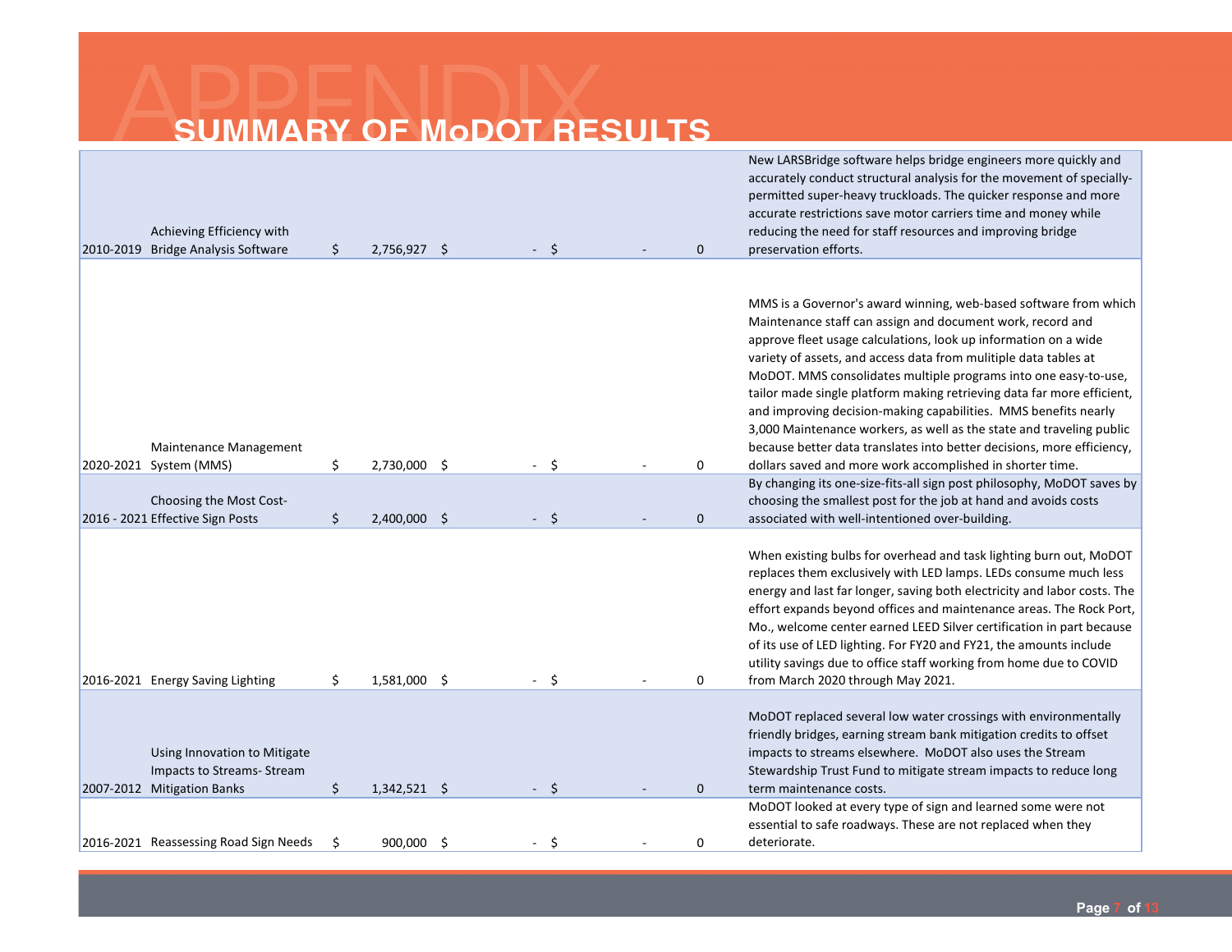# APPENDIX

## SUMMARY OF MoDOT RESULTS

| | | | | | | |
|---|---|---|---|---|---|---|
| 2010-2019 | Achieving Efficiency with Bridge Analysis Software | $ 2,756,927 | $ - | $ - | 0 | New LARSBridge software helps bridge engineers more quickly and accurately conduct structural analysis for the movement of specially-permitted super-heavy truckloads. The quicker response and more accurate restrictions save motor carriers time and money while reducing the need for staff resources and improving bridge preservation efforts. |
| 2020-2021 | Maintenance Management System (MMS) | $ 2,730,000 | $ - | $ - | 0 | MMS is a Governor's award winning, web-based software from which Maintenance staff can assign and document work, record and approve fleet usage calculations, look up information on a wide variety of assets, and access data from mulitiple data tables at MoDOT. MMS consolidates multiple programs into one easy-to-use, tailor made single platform making retrieving data far more efficient, and improving decision-making capabilities. MMS benefits nearly 3,000 Maintenance workers, as well as the state and traveling public because better data translates into better decisions, more efficiency, dollars saved and more work accomplished in shorter time. |
| 2016 - 2021 | Choosing the Most Cost-Effective Sign Posts | $ 2,400,000 | $ - | $ - | 0 | By changing its one-size-fits-all sign post philosophy, MoDOT saves by choosing the smallest post for the job at hand and avoids costs associated with well-intentioned over-building. |
| 2016-2021 | Energy Saving Lighting | $ 1,581,000 | $ - | $ - | 0 | When existing bulbs for overhead and task lighting burn out, MoDOT replaces them exclusively with LED lamps. LEDs consume much less energy and last far longer, saving both electricity and labor costs. The effort expands beyond offices and maintenance areas. The Rock Port, Mo., welcome center earned LEED Silver certification in part because of its use of LED lighting. For FY20 and FY21, the amounts include utility savings due to office staff working from home due to COVID from March 2020 through May 2021. |
| 2007-2012 | Using Innovation to Mitigate Impacts to Streams- Stream Mitigation Banks | $ 1,342,521 | $ - | $ - | 0 | MoDOT replaced several low water crossings with environmentally friendly bridges, earning stream bank mitigation credits to offset impacts to streams elsewhere. MoDOT also uses the Stream Stewardship Trust Fund to mitigate stream impacts to reduce long term maintenance costs. |
| 2016-2021 | Reassessing Road Sign Needs | $ 900,000 | $ - | $ - | 0 | MoDOT looked at every type of sign and learned some were not essential to safe roadways. These are not replaced when they deteriorate. |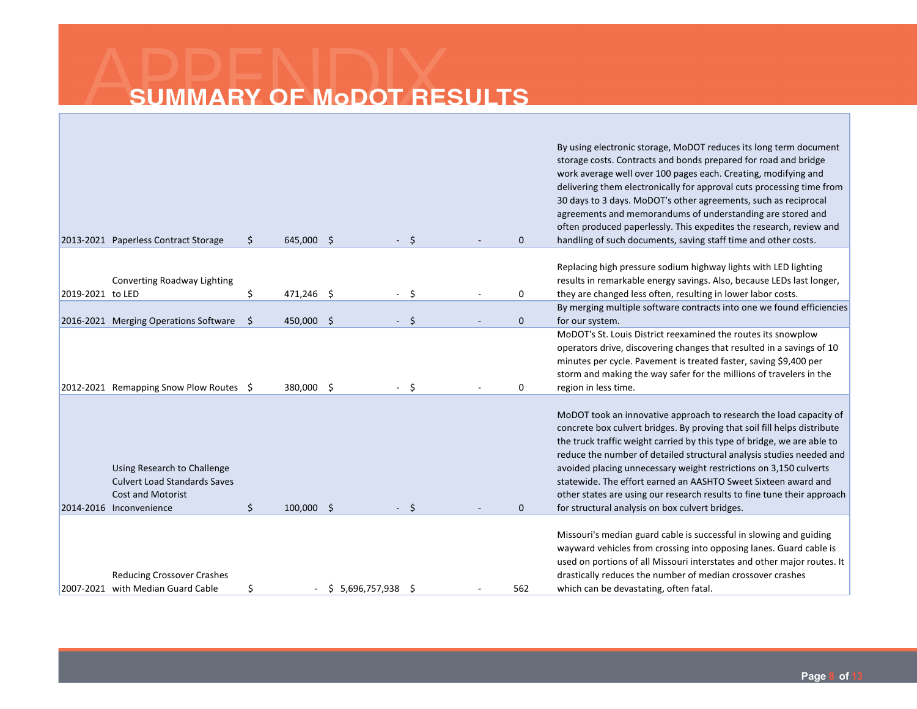# APPENDIX
## SUMMARY OF MoDOT RESULTS

| | | | | | | |
|---|---|---|---|---|---|---|
| 2013-2021 | Paperless Contract Storage | $ 645,000 | $ - | $ - | 0 | By using electronic storage, MoDOT reduces its long term document storage costs. Contracts and bonds prepared for road and bridge work average well over 100 pages each. Creating, modifying and delivering them electronically for approval cuts processing time from 30 days to 3 days. MoDOT's other agreements, such as reciprocal agreements and memorandums of understanding are stored and often produced paperlessly. This expedites the research, review and handling of such documents, saving staff time and other costs. |
| 2019-2021 | Converting Roadway Lighting to LED | $ 471,246 | $ - | $ - | 0 | Replacing high pressure sodium highway lights with LED lighting results in remarkable energy savings. Also, because LEDs last longer, they are changed less often, resulting in lower labor costs. |
| 2016-2021 | Merging Operations Software | $ 450,000 | $ - | $ - | 0 | By merging multiple software contracts into one we found efficiencies for our system. |
| 2012-2021 | Remapping Snow Plow Routes | $ 380,000 | $ - | $ - | 0 | MoDOT's St. Louis District reexamined the routes its snowplow operators drive, discovering changes that resulted in a savings of 10 minutes per cycle. Pavement is treated faster, saving $9,400 per storm and making the way safer for the millions of travelers in the region in less time. |
| 2014-2016 | Using Research to Challenge Culvert Load Standards Saves Cost and Motorist Inconvenience | $ 100,000 | $ - | $ - | 0 | MoDOT took an innovative approach to research the load capacity of concrete box culvert bridges. By proving that soil fill helps distribute the truck traffic weight carried by this type of bridge, we are able to reduce the number of detailed structural analysis studies needed and avoided placing unnecessary weight restrictions on 3,150 culverts statewide. The effort earned an AASHTO Sweet Sixteen award and other states are using our research results to fine tune their approach for structural analysis on box culvert bridges. |
| 2007-2021 | Reducing Crossover Crashes with Median Guard Cable | $ - | $ 5,696,757,938 | $ - | 562 | Missouri's median guard cable is successful in slowing and guiding wayward vehicles from crossing into opposing lanes. Guard cable is used on portions of all Missouri interstates and other major routes. It drastically reduces the number of median crossover crashes which can be devastating, often fatal. |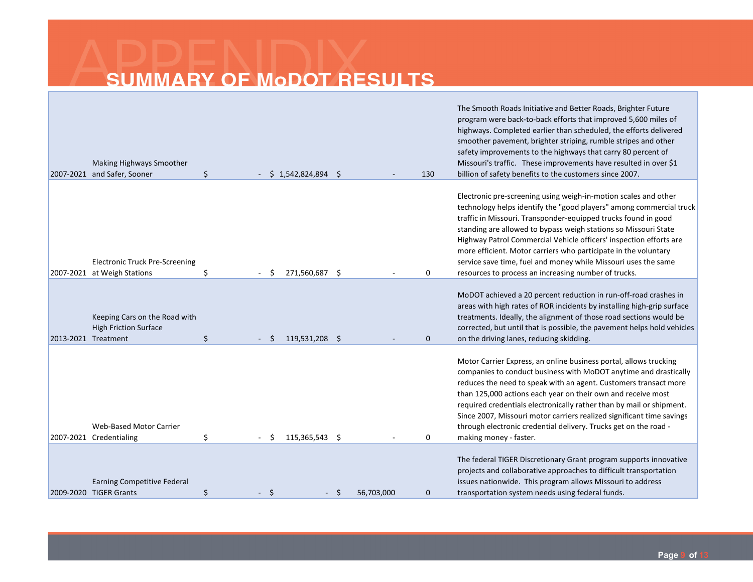# APPENDIX

## SUMMARY OF MoDOT RESULTS

| | | | | | | |
|---|---|---|---|---|---|---|
| 2007-2021 | Making Highways Smoother and Safer, Sooner | $ - | $ 1,542,824,894 | $ - | 130 | The Smooth Roads Initiative and Better Roads, Brighter Future program were back-to-back efforts that improved 5,600 miles of highways. Completed earlier than scheduled, the efforts delivered smoother pavement, brighter striping, rumble stripes and other safety improvements to the highways that carry 80 percent of Missouri's traffic. These improvements have resulted in over $1 billion of safety benefits to the customers since 2007. |
| 2007-2021 | Electronic Truck Pre-Screening at Weigh Stations | $ - | $ 271,560,687 | $ - | 0 | Electronic pre-screening using weigh-in-motion scales and other technology helps identify the "good players" among commercial truck traffic in Missouri. Transponder-equipped trucks found in good standing are allowed to bypass weigh stations so Missouri State Highway Patrol Commercial Vehicle officers' inspection efforts are more efficient. Motor carriers who participate in the voluntary service save time, fuel and money while Missouri uses the same resources to process an increasing number of trucks. |
| 2013-2021 | Keeping Cars on the Road with High Friction Surface Treatment | $ - | $ 119,531,208 | $ - | 0 | MoDOT achieved a 20 percent reduction in run-off-road crashes in areas with high rates of ROR incidents by installing high-grip surface treatments. Ideally, the alignment of those road sections would be corrected, but until that is possible, the pavement helps hold vehicles on the driving lanes, reducing skidding. |
| 2007-2021 | Web-Based Motor Carrier Credentialing | $ - | $ 115,365,543 | $ - | 0 | Motor Carrier Express, an online business portal, allows trucking companies to conduct business with MoDOT anytime and drastically reduces the need to speak with an agent. Customers transact more than 125,000 actions each year on their own and receive most required credentials electronically rather than by mail or shipment. Since 2007, Missouri motor carriers realized significant time savings through electronic credential delivery. Trucks get on the road - making money - faster. |
| 2009-2020 | Earning Competitive Federal TIGER Grants | $ - | $ - | $ 56,703,000 | 0 | The federal TIGER Discretionary Grant program supports innovative projects and collaborative approaches to difficult transportation issues nationwide. This program allows Missouri to address transportation system needs using federal funds. |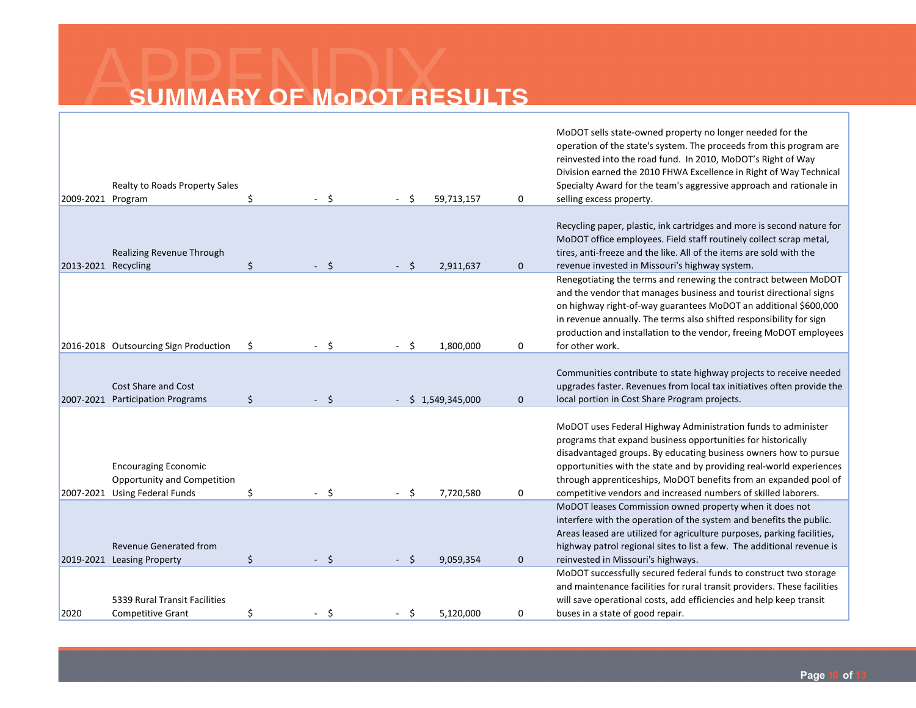# APPENDIX

## SUMMARY OF MoDOT RESULTS

| | | | | | | |
|---|---|---|---|---|---|---|
| 2009-2021 | Realty to Roads Property Sales Program | $ - | $ - | $ 59,713,157 | 0 | MoDOT sells state-owned property no longer needed for the operation of the state's system. The proceeds from this program are reinvested into the road fund. In 2010, MoDOT's Right of Way Division earned the 2010 FHWA Excellence in Right of Way Technical Specialty Award for the team's aggressive approach and rationale in selling excess property. |
| 2013-2021 | Realizing Revenue Through Recycling | $ - | $ - | $ 2,911,637 | 0 | Recycling paper, plastic, ink cartridges and more is second nature for MoDOT office employees. Field staff routinely collect scrap metal, tires, anti-freeze and the like. All of the items are sold with the revenue invested in Missouri's highway system. |
| 2016-2018 | Outsourcing Sign Production | $ - | $ - | $ 1,800,000 | 0 | Renegotiating the terms and renewing the contract between MoDOT and the vendor that manages business and tourist directional signs on highway right-of-way guarantees MoDOT an additional $600,000 in revenue annually. The terms also shifted responsibility for sign production and installation to the vendor, freeing MoDOT employees for other work. |
| 2007-2021 | Cost Share and Cost Participation Programs | $ - | $ - | $ 1,549,345,000 | 0 | Communities contribute to state highway projects to receive needed upgrades faster. Revenues from local tax initiatives often provide the local portion in Cost Share Program projects. |
| 2007-2021 | Encouraging Economic Opportunity and Competition Using Federal Funds | $ - | $ - | $ 7,720,580 | 0 | MoDOT uses Federal Highway Administration funds to administer programs that expand business opportunities for historically disadvantaged groups. By educating business owners how to pursue opportunities with the state and by providing real-world experiences through apprenticeships, MoDOT benefits from an expanded pool of competitive vendors and increased numbers of skilled laborers. |
| 2019-2021 | Revenue Generated from Leasing Property | $ - | $ - | $ 9,059,354 | 0 | MoDOT leases Commission owned property when it does not interfere with the operation of the system and benefits the public. Areas leased are utilized for agriculture purposes, parking facilities, highway patrol regional sites to list a few. The additional revenue is reinvested in Missouri's highways. |
| 2020 | 5339 Rural Transit Facilities Competitive Grant | $ - | $ - | $ 5,120,000 | 0 | MoDOT successfully secured federal funds to construct two storage and maintenance facilities for rural transit providers. These facilities will save operational costs, add efficiencies and help keep transit buses in a state of good repair. |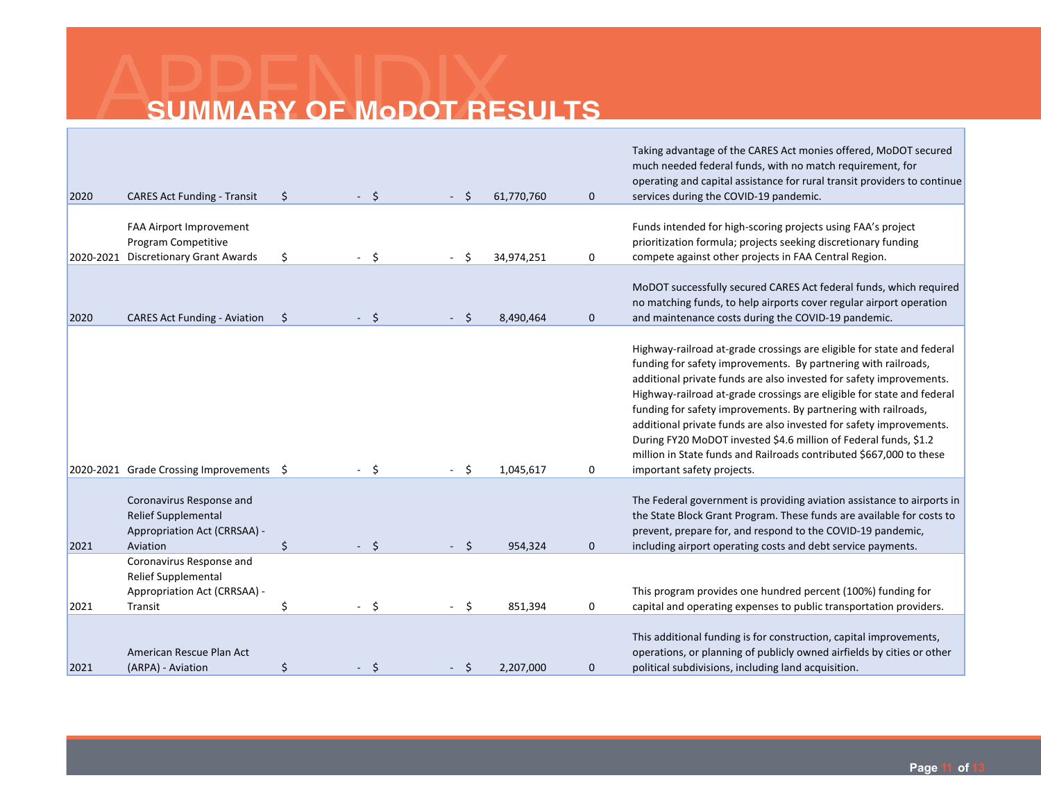# SUMMARY OF MoDOT RESULTS

| | | | | | | |
|---|---|---|---|---|---|---|
| 2020 | CARES Act Funding - Transit | $ - | $ - | $ 61,770,760 | 0 | Taking advantage of the CARES Act monies offered, MoDOT secured much needed federal funds, with no match requirement, for operating and capital assistance for rural transit providers to continue services during the COVID-19 pandemic. |
| 2020-2021 | FAA Airport Improvement Program Competitive Discretionary Grant Awards | $ - | $ - | $ 34,974,251 | 0 | Funds intended for high-scoring projects using FAA's project prioritization formula; projects seeking discretionary funding compete against other projects in FAA Central Region. |
| 2020 | CARES Act Funding - Aviation | $ - | $ - | $ 8,490,464 | 0 | MoDOT successfully secured CARES Act federal funds, which required no matching funds, to help airports cover regular airport operation and maintenance costs during the COVID-19 pandemic. |
| 2020-2021 | Grade Crossing Improvements | $ - | $ - | $ 1,045,617 | 0 | Highway-railroad at-grade crossings are eligible for state and federal funding for safety improvements. By partnering with railroads, additional private funds are also invested for safety improvements. Highway-railroad at-grade crossings are eligible for state and federal funding for safety improvements. By partnering with railroads, additional private funds are also invested for safety improvements. During FY20 MoDOT invested $4.6 million of Federal funds, $1.2 million in State funds and Railroads contributed $667,000 to these important safety projects. |
| 2021 | Coronavirus Response and Relief Supplemental Appropriation Act (CRRSAA) - Aviation | $ - | $ - | $ 954,324 | 0 | The Federal government is providing aviation assistance to airports in the State Block Grant Program. These funds are available for costs to prevent, prepare for, and respond to the COVID-19 pandemic, including airport operating costs and debt service payments. |
| 2021 | Coronavirus Response and Relief Supplemental Appropriation Act (CRRSAA) - Transit | $ - | $ - | $ 851,394 | 0 | This program provides one hundred percent (100%) funding for capital and operating expenses to public transportation providers. |
| 2021 | American Rescue Plan Act (ARPA) - Aviation | $ - | $ - | $ 2,207,000 | 0 | This additional funding is for construction, capital improvements, operations, or planning of publicly owned airfields by cities or other political subdivisions, including land acquisition. |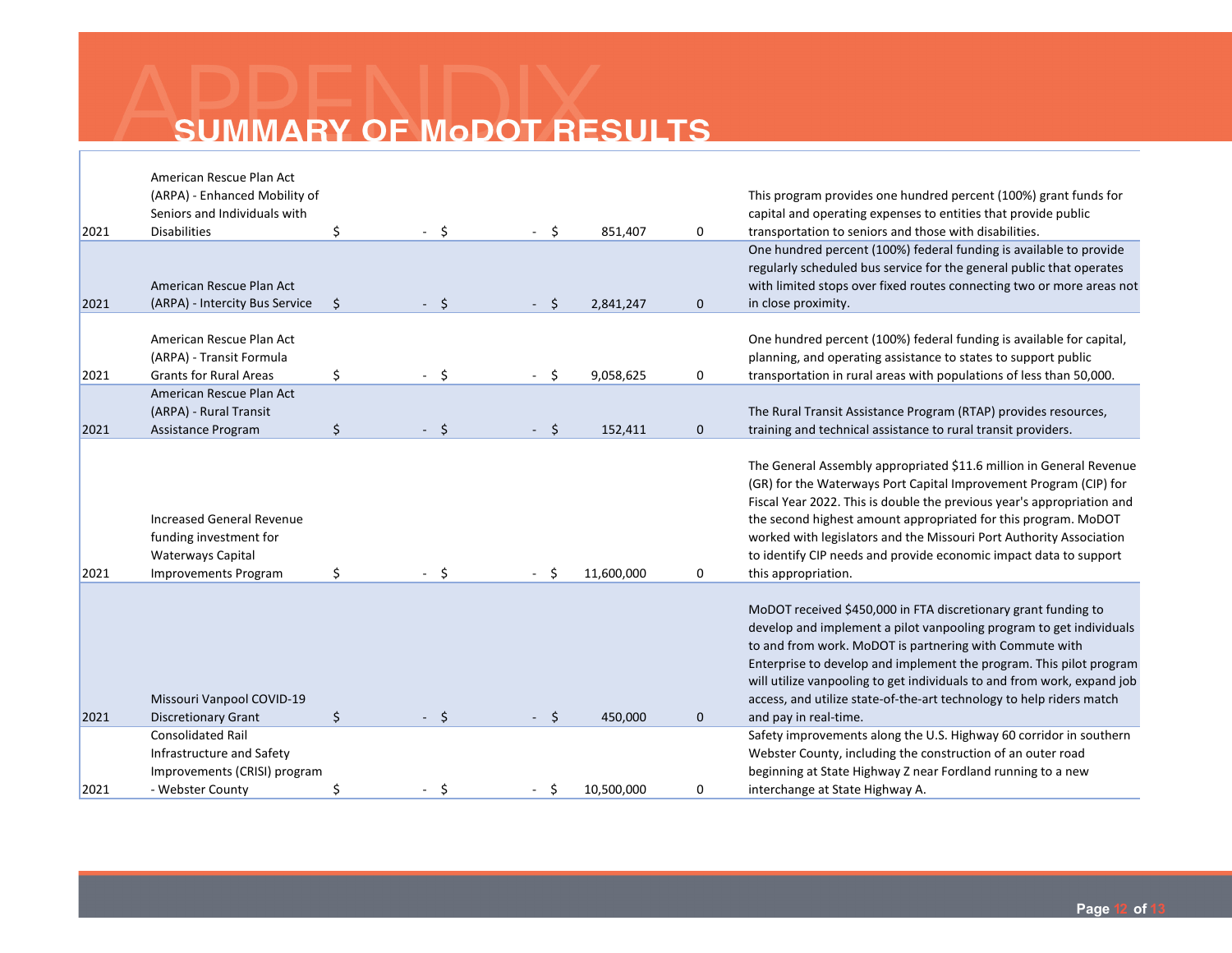# APPENDIX

## SUMMARY OF MoDOT RESULTS

| | | | | | | |
|---|---|---|---|---|---|---|
| 2021 | American Rescue Plan Act (ARPA) - Enhanced Mobility of Seniors and Individuals with Disabilities | $ - | $ - | $ 851,407 | 0 | This program provides one hundred percent (100%) grant funds for capital and operating expenses to entities that provide public transportation to seniors and those with disabilities. |
| 2021 | American Rescue Plan Act (ARPA) - Intercity Bus Service | $ - | $ - | $ 2,841,247 | 0 | One hundred percent (100%) federal funding is available to provide regularly scheduled bus service for the general public that operates with limited stops over fixed routes connecting two or more areas not in close proximity. |
| 2021 | American Rescue Plan Act (ARPA) - Transit Formula Grants for Rural Areas | $ - | $ - | $ 9,058,625 | 0 | One hundred percent (100%) federal funding is available for capital, planning, and operating assistance to states to support public transportation in rural areas with populations of less than 50,000. |
| 2021 | American Rescue Plan Act (ARPA) - Rural Transit Assistance Program | $ - | $ - | $ 152,411 | 0 | The Rural Transit Assistance Program (RTAP) provides resources, training and technical assistance to rural transit providers. |
| 2021 | Increased General Revenue funding investment for Waterways Capital Improvements Program | $ - | $ - | $ 11,600,000 | 0 | The General Assembly appropriated $11.6 million in General Revenue (GR) for the Waterways Port Capital Improvement Program (CIP) for Fiscal Year 2022. This is double the previous year's appropriation and the second highest amount appropriated for this program. MoDOT worked with legislators and the Missouri Port Authority Association to identify CIP needs and provide economic impact data to support this appropriation. |
| 2021 | Missouri Vanpool COVID-19 Discretionary Grant | $ - | $ - | $ 450,000 | 0 | MoDOT received $450,000 in FTA discretionary grant funding to develop and implement a pilot vanpooling program to get individuals to and from work. MoDOT is partnering with Commute with Enterprise to develop and implement the program. This pilot program will utilize vanpooling to get individuals to and from work, expand job access, and utilize state-of-the-art technology to help riders match and pay in real-time. |
| 2021 | Consolidated Rail Infrastructure and Safety Improvements (CRISI) program - Webster County | $ - | $ - | $ 10,500,000 | 0 | Safety improvements along the U.S. Highway 60 corridor in southern Webster County, including the construction of an outer road beginning at State Highway Z near Fordland running to a new interchange at State Highway A. |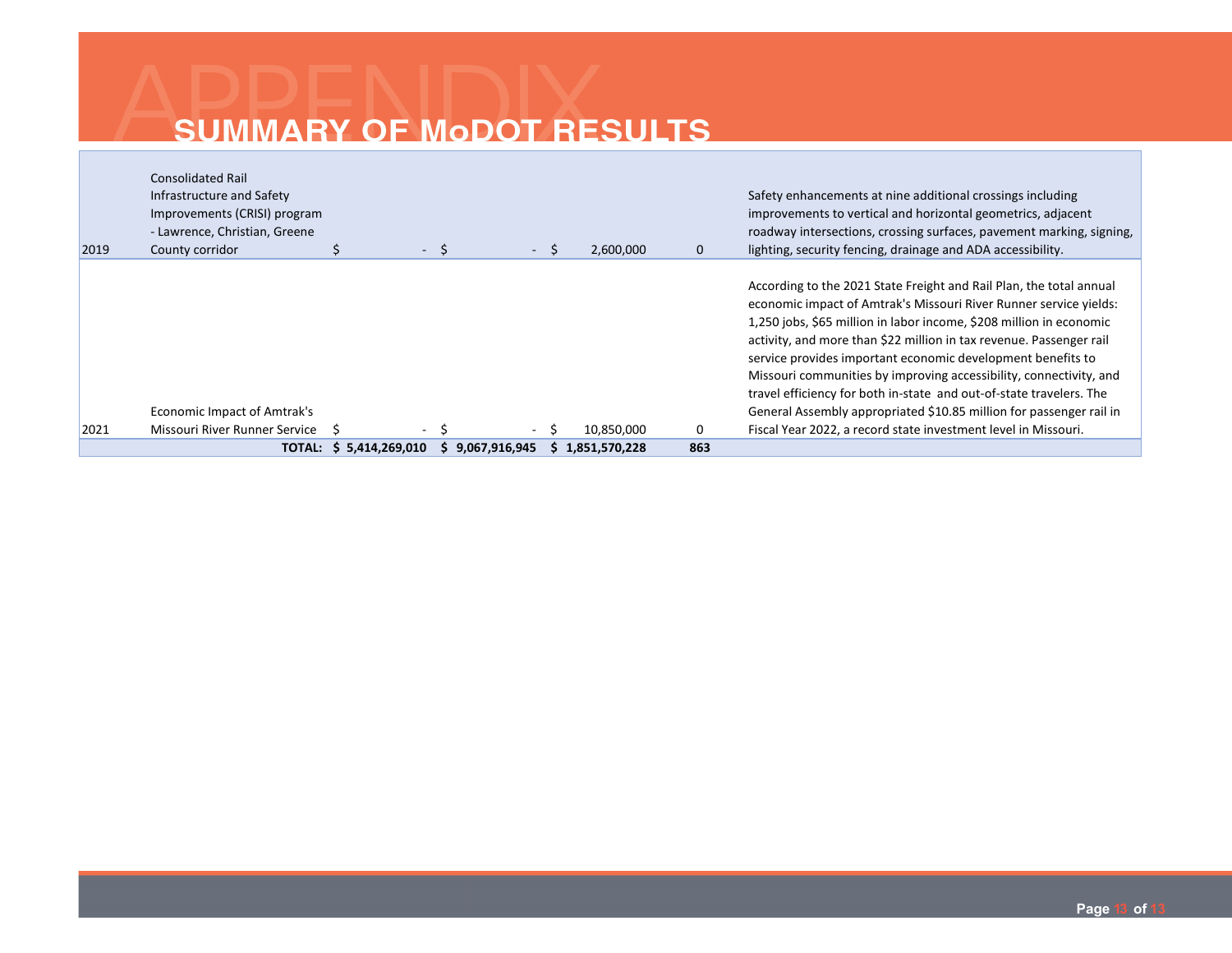# APPENDIX

## SUMMARY OF MoDOT RESULTS

| | | | | | | |
|---|---|---|---|---|---|---|
| 2019 | Consolidated Rail Infrastructure and Safety Improvements (CRISI) program - Lawrence, Christian, Greene County corridor | $ - | $ - | $ 2,600,000 | 0 | Safety enhancements at nine additional crossings including improvements to vertical and horizontal geometrics, adjacent roadway intersections, crossing surfaces, pavement marking, signing, lighting, security fencing, drainage and ADA accessibility. |
| 2021 | Economic Impact of Amtrak's Missouri River Runner Service | $ - | $ - | $ 10,850,000 | 0 | According to the 2021 State Freight and Rail Plan, the total annual economic impact of Amtrak's Missouri River Runner service yields: 1,250 jobs, $65 million in labor income, $208 million in economic activity, and more than $22 million in tax revenue. Passenger rail service provides important economic development benefits to Missouri communities by improving accessibility, connectivity, and travel efficiency for both in-state and out-of-state travelers. The General Assembly appropriated $10.85 million for passenger rail in Fiscal Year 2022, a record state investment level in Missouri. |
| | **TOTAL:** | **$ 5,414,269,010** | **$ 9,067,916,945** | **$ 1,851,570,228** | **863** | |